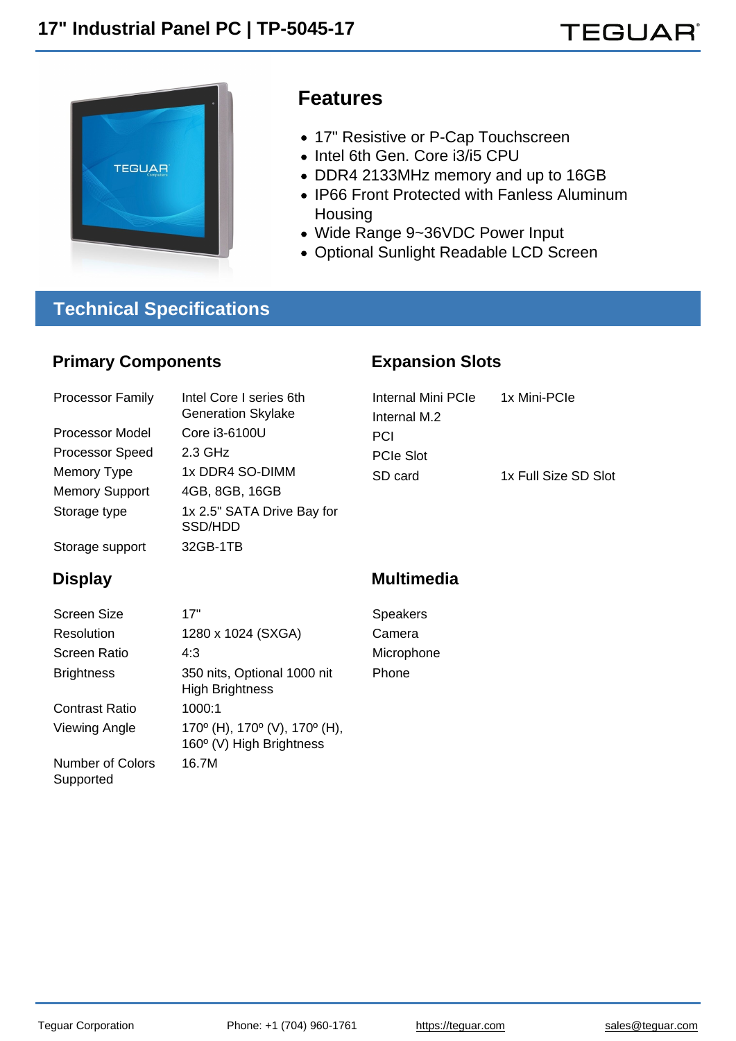# 17" Industrial Panel PC | TP-5045-17

## Features

- 17" Resistive or P-Cap Touchscreen
- Intel 6th Gen. Core i3/i5 CPU
- DDR4 2133MHz memory and up to 16GB
- IP66 Front Protected with Fanless Aluminum Housing
- Wide Range 9~36VDC Power Input
- Optional Sunlight Readable LCD Screen

## Technical Specifications

### Primary Components

| | |
|---|---|
| Processor Family | Intel Core I series 6th Generation Skylake |
| Processor Model | Core i3-6100U |
| Processor Speed | 2.3 GHz |
| Memory Type | 1x DDR4 SO-DIMM |
| Memory Support | 4GB, 8GB, 16GB |
| Storage type | 1x 2.5" SATA Drive Bay for SSD/HDD |
| Storage support | 32GB-1TB |

### Expansion Slots

| | |
|---|---|
| Internal Mini PCIe | 1x Mini-PCIe |
| Internal M.2 | |
| PCI | |
| PCIe Slot | |
| SD card | 1x Full Size SD Slot |

### Display

| | |
|---|---|
| Screen Size | 17" |
| Resolution | 1280 x 1024 (SXGA) |
| Screen Ratio | 4:3 |
| Brightness | 350 nits, Optional 1000 nit High Brightness |
| Contrast Ratio | 1000:1 |
| Viewing Angle | 170º (H), 170º (V), 170º (H), 160º (V) High Brightness |
| Number of Colors Supported | 16.7M |

### Multimedia

| | |
|---|---|
| Speakers | |
| Camera | |
| Microphone | |
| Phone | |

Teguar Corporation Phone: +1 (704) 960-1761 https://teguar.com sales@teguar.com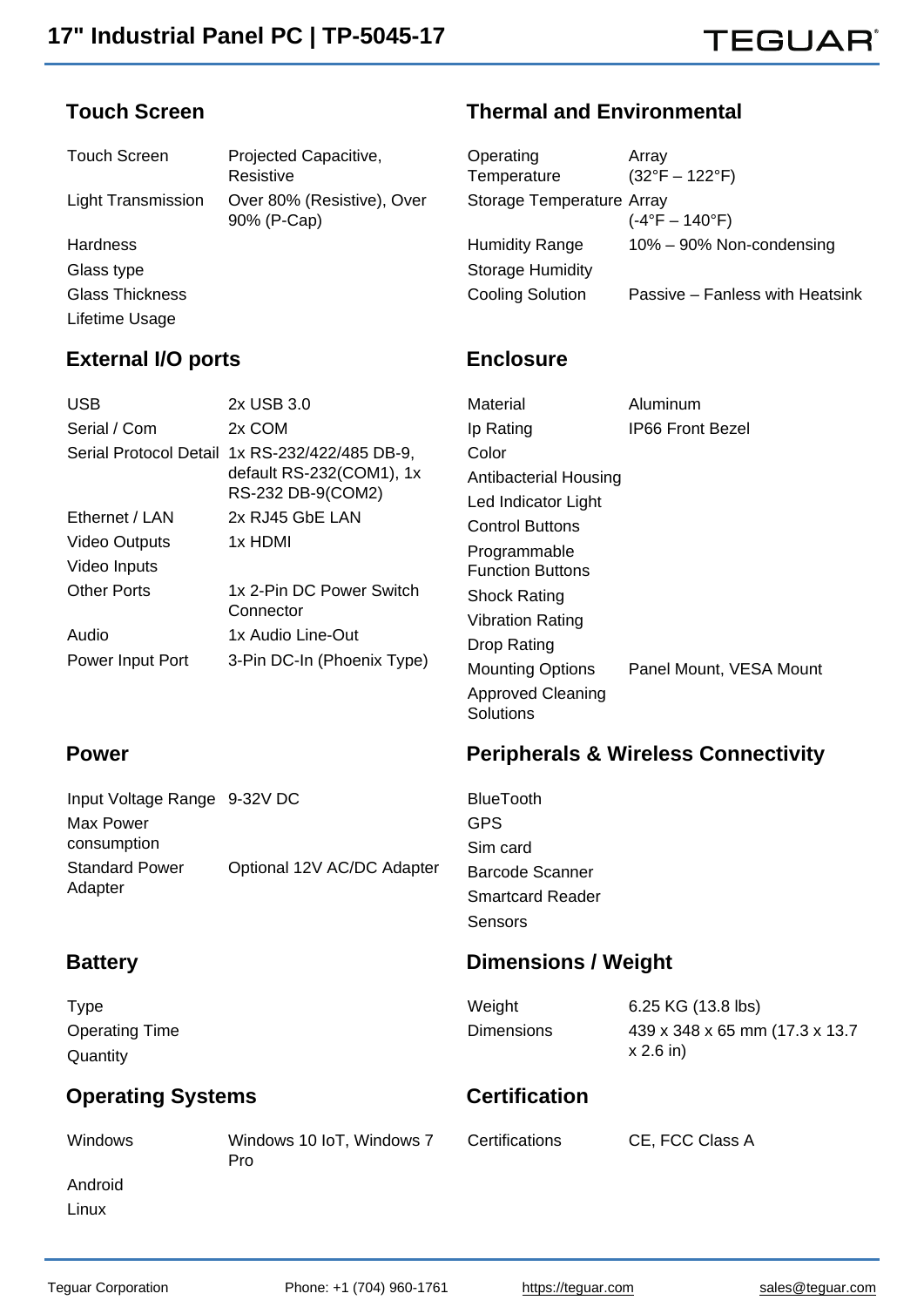# 17" Industrial Panel PC | TP-5045-17

## Touch Screen

| | |
|---|---|
| Touch Screen | Projected Capacitive, Resistive |
| Light Transmission | Over 80% (Resistive), Over 90% (P-Cap) |
| Hardness | |
| Glass type | |
| Glass Thickness | |
| Lifetime Usage | |

## External I/O ports

| | |
|---|---|
| USB | 2x USB 3.0 |
| Serial / Com | 2x COM |
| Serial Protocol Detail | 1x RS-232/422/485 DB-9, default RS-232(COM1), 1x RS-232 DB-9(COM2) |
| Ethernet / LAN | 2x RJ45 GbE LAN |
| Video Outputs | 1x HDMI |
| Video Inputs | |
| Other Ports | 1x 2-Pin DC Power Switch Connector |
| Audio | 1x Audio Line-Out |
| Power Input Port | 3-Pin DC-In (Phoenix Type) |

## Power

| | |
|---|---|
| Input Voltage Range | 9-32V DC |
| Max Power consumption | |
| Standard Power Adapter | Optional 12V AC/DC Adapter |

## Battery

| | |
|---|---|
| Type | |
| Operating Time | |
| Quantity | |

## Operating Systems

| | |
|---|---|
| Windows | Windows 10 IoT, Windows 7 Pro |
| Android | |
| Linux | |

## Thermal and Environmental

| | |
|---|---|
| Operating Temperature | Array (32°F – 122°F) |
| Storage Temperature | Array (-4°F – 140°F) |
| Humidity Range | 10% – 90% Non-condensing |
| Storage Humidity | |
| Cooling Solution | Passive – Fanless with Heatsink |

## Enclosure

| | |
|---|---|
| Material | Aluminum |
| Ip Rating | IP66 Front Bezel |
| Color | |
| Antibacterial Housing | |
| Led Indicator Light | |
| Control Buttons | |
| Programmable Function Buttons | |
| Shock Rating | |
| Vibration Rating | |
| Drop Rating | |
| Mounting Options | Panel Mount, VESA Mount |
| Approved Cleaning Solutions | |

## Peripherals & Wireless Connectivity

| |
|---|
| BlueTooth |
| GPS |
| Sim card |
| Barcode Scanner |
| Smartcard Reader |
| Sensors |

## Dimensions / Weight

| | |
|---|---|
| Weight | 6.25 KG (13.8 lbs) |
| Dimensions | 439 x 348 x 65 mm (17.3 x 13.7 x 2.6 in) |

## Certification

| | |
|---|---|
| Certifications | CE, FCC Class A |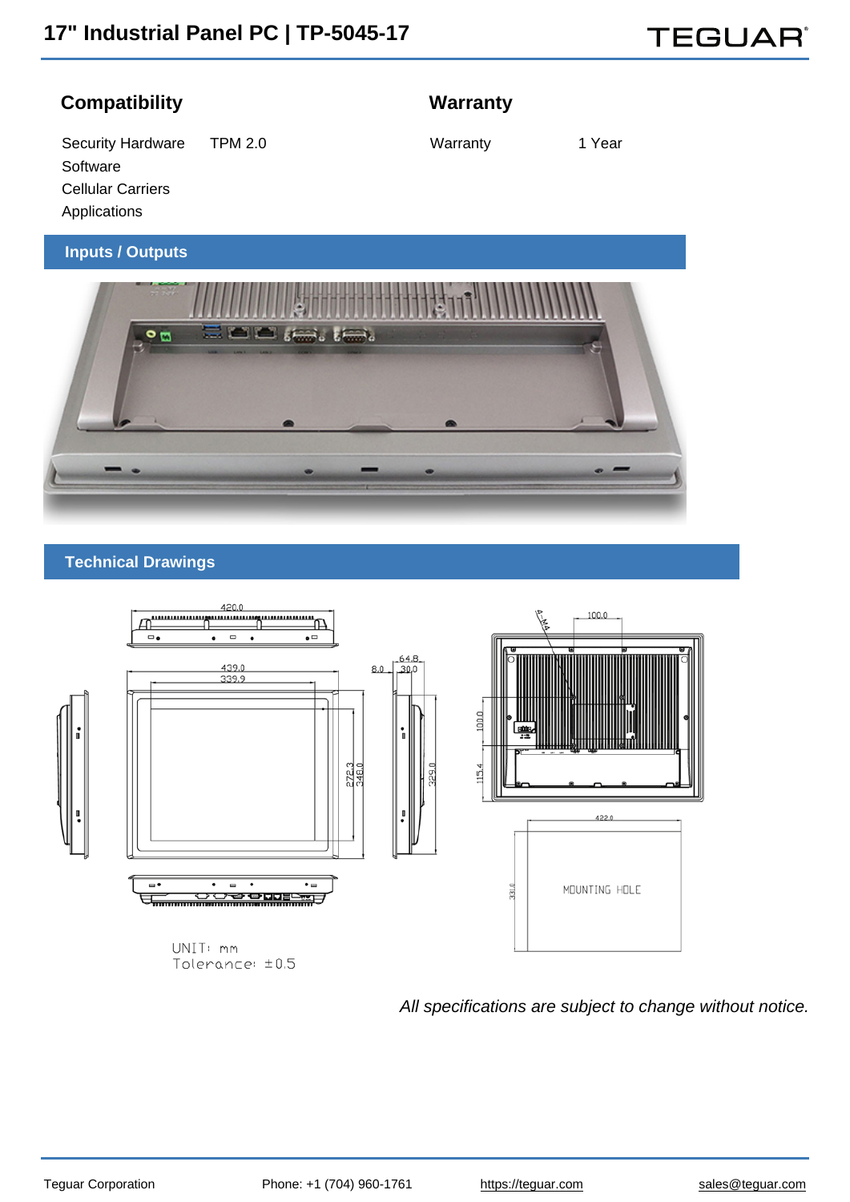## Compatibility

| | |
|---|---|
| Security Hardware | TPM 2.0 |
| Software | |
| Cellular Carriers | |
| Applications | |

## Warranty

| | |
|---|---|
| Warranty | 1 Year |

## Inputs / Outputs

## Technical Drawings

420.0
439.0
339.9
8.0
64.8
30.0
272.3
346.0
329.0
4-M4
100.0
100.0
115.4
422.0
331.0
MOUNTING HOLE

UNIT: mm
Tolerance: ±0.5

*All specifications are subject to change without notice.*

Teguar Corporation Phone: +1 (704) 960-1761 https://teguar.com sales@teguar.com